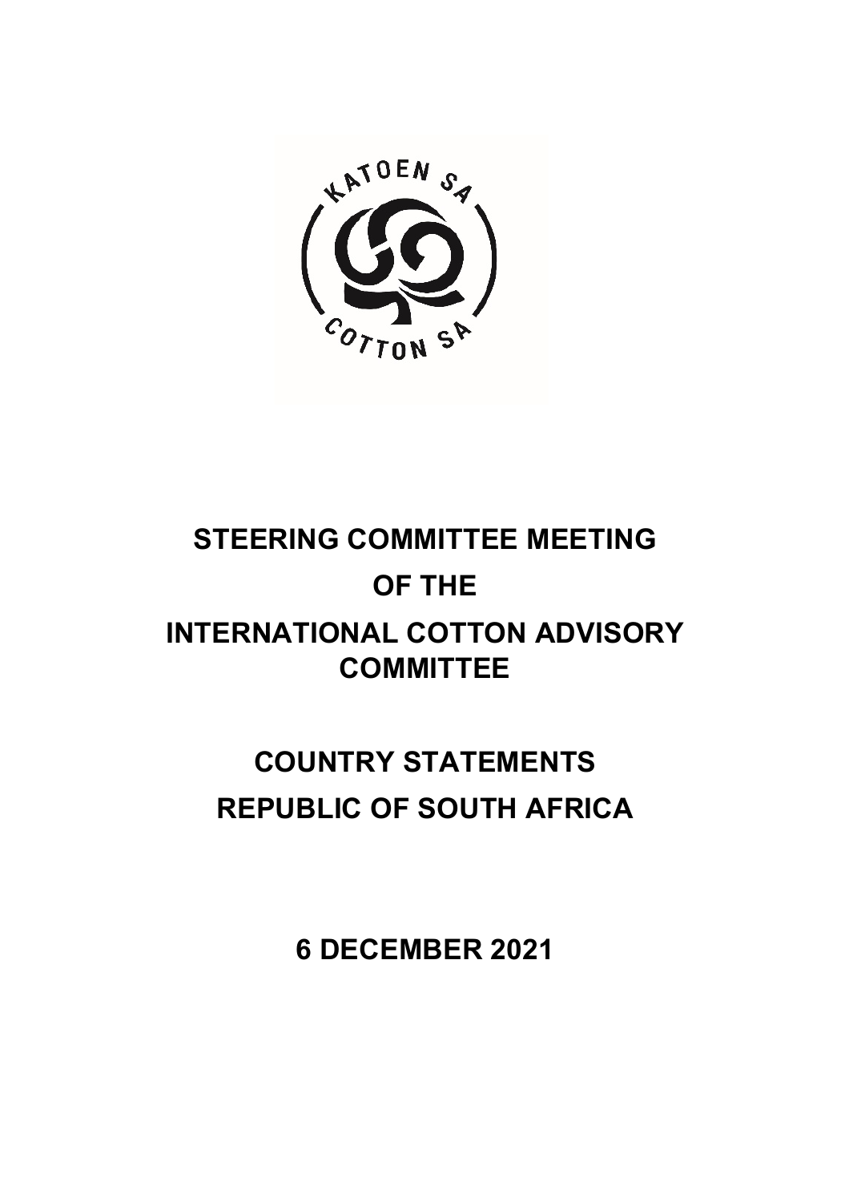# STEERING COMMITTEE MEETING OF THE INTERNATIONAL COTTON ADVISORY COMMITTEE

# COUNTRY STATEMENTS REPUBLIC OF SOUTH AFRICA

## 6 DECEMBER 2021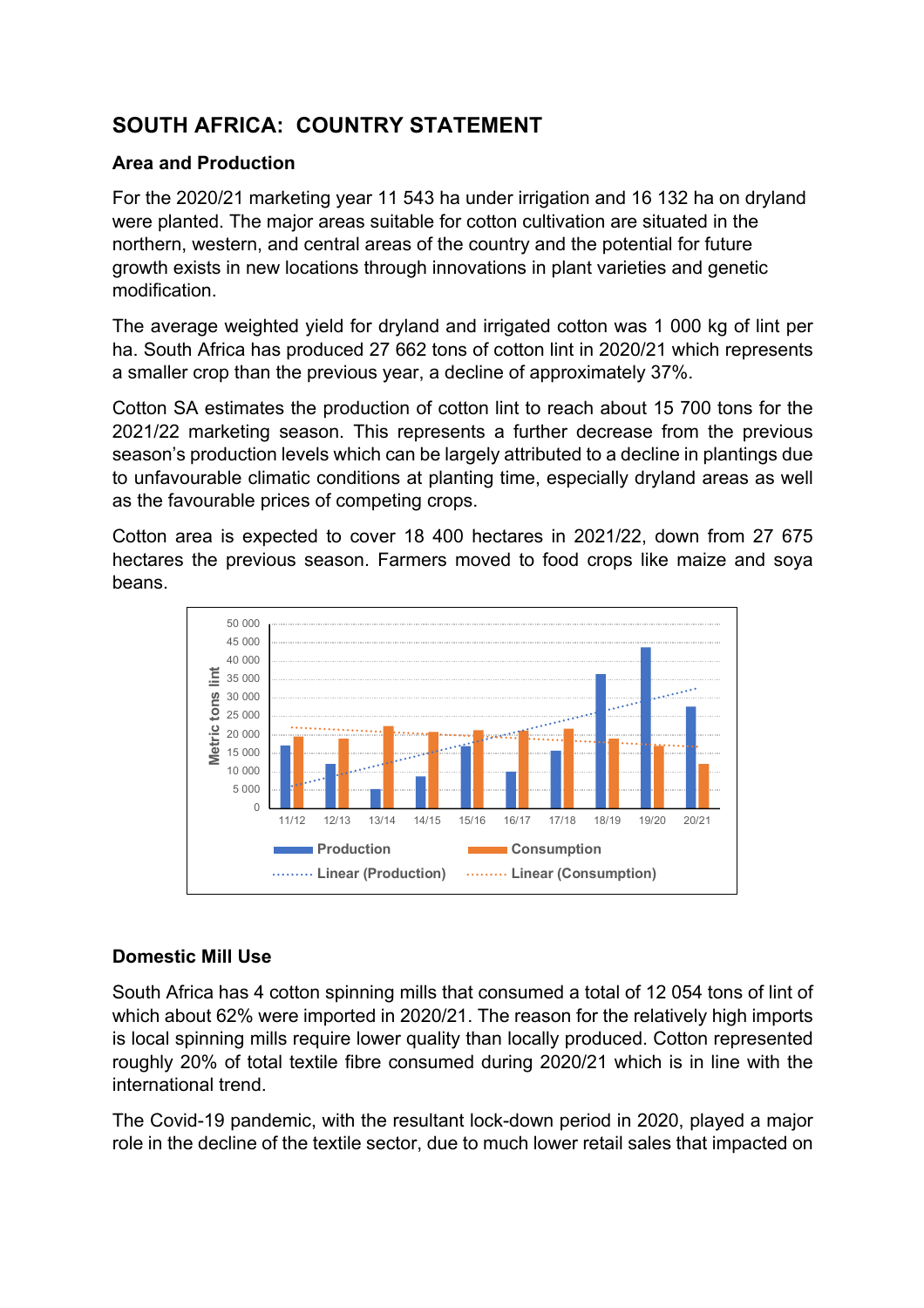# SOUTH AFRICA: COUNTRY STATEMENT

## Area and Production

For the 2020/21 marketing year 11 543 ha under irrigation and 16 132 ha on dryland were planted. The major areas suitable for cotton cultivation are situated in the northern, western, and central areas of the country and the potential for future growth exists in new locations through innovations in plant varieties and genetic modification.

The average weighted yield for dryland and irrigated cotton was 1 000 kg of lint per ha. South Africa has produced 27 662 tons of cotton lint in 2020/21 which represents a smaller crop than the previous year, a decline of approximately 37%.

Cotton SA estimates the production of cotton lint to reach about 15 700 tons for the 2021/22 marketing season. This represents a further decrease from the previous season's production levels which can be largely attributed to a decline in plantings due to unfavourable climatic conditions at planting time, especially dryland areas as well as the favourable prices of competing crops.

Cotton area is expected to cover 18 400 hectares in 2021/22, down from 27 675 hectares the previous season. Farmers moved to food crops like maize and soya beans.

## Domestic Mill Use

South Africa has 4 cotton spinning mills that consumed a total of 12 054 tons of lint of which about 62% were imported in 2020/21. The reason for the relatively high imports is local spinning mills require lower quality than locally produced. Cotton represented roughly 20% of total textile fibre consumed during 2020/21 which is in line with the international trend.

The Covid-19 pandemic, with the resultant lock-down period in 2020, played a major role in the decline of the textile sector, due to much lower retail sales that impacted on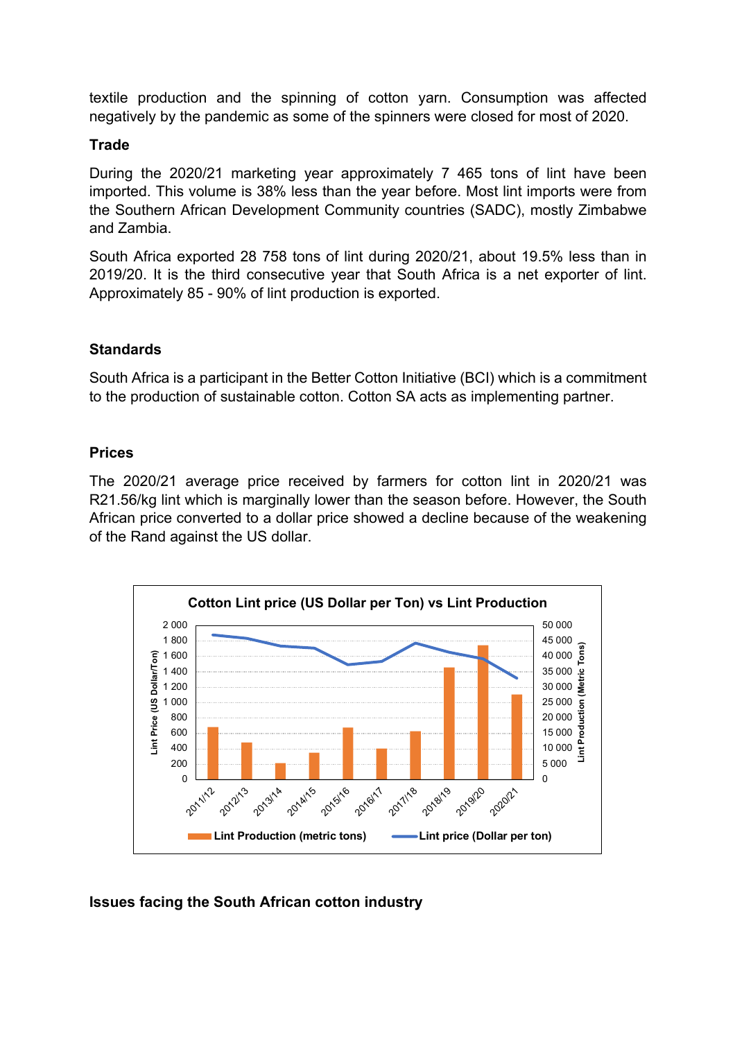textile production and the spinning of cotton yarn. Consumption was affected negatively by the pandemic as some of the spinners were closed for most of 2020.

**Trade**

During the 2020/21 marketing year approximately 7 465 tons of lint have been imported. This volume is 38% less than the year before. Most lint imports were from the Southern African Development Community countries (SADC), mostly Zimbabwe and Zambia.

South Africa exported 28 758 tons of lint during 2020/21, about 19.5% less than in 2019/20. It is the third consecutive year that South Africa is a net exporter of lint. Approximately 85 - 90% of lint production is exported.

**Standards**

South Africa is a participant in the Better Cotton Initiative (BCI) which is a commitment to the production of sustainable cotton. Cotton SA acts as implementing partner.

**Prices**

The 2020/21 average price received by farmers for cotton lint in 2020/21 was R21.56/kg lint which is marginally lower than the season before. However, the South African price converted to a dollar price showed a decline because of the weakening of the Rand against the US dollar.

**Cotton Lint price (US Dollar per Ton) vs Lint Production**

Lint Production (metric tons) — Lint price (Dollar per ton)

**Issues facing the South African cotton industry**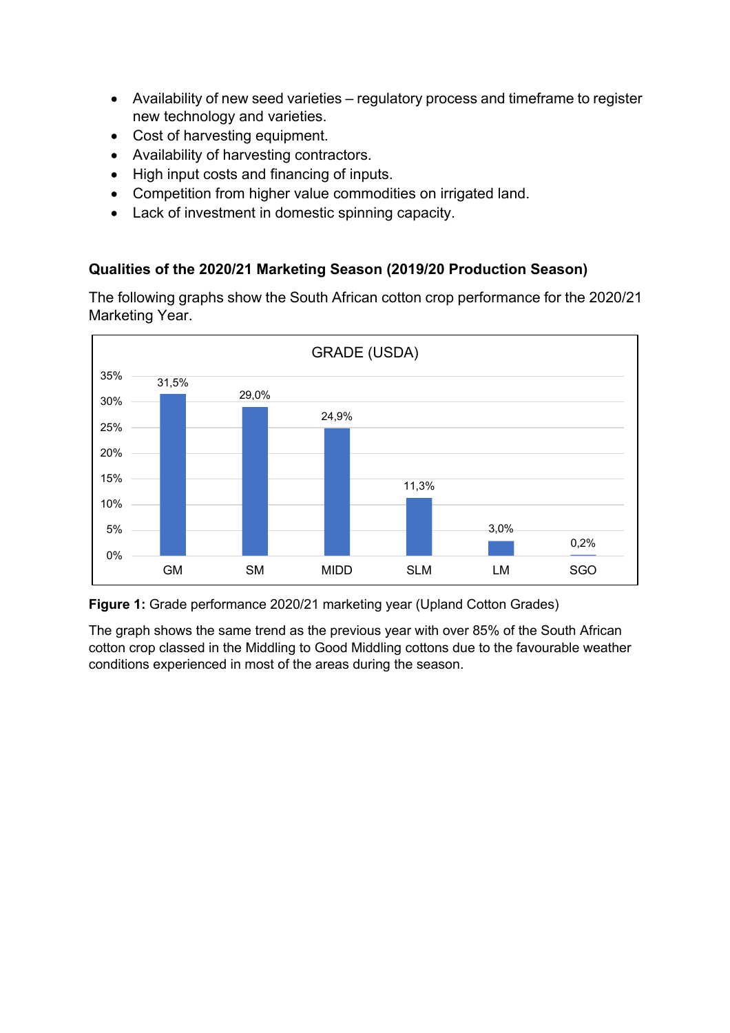- Availability of new seed varieties – regulatory process and timeframe to register new technology and varieties.
- Cost of harvesting equipment.
- Availability of harvesting contractors.
- High input costs and financing of inputs.
- Competition from higher value commodities on irrigated land.
- Lack of investment in domestic spinning capacity.

### Qualities of the 2020/21 Marketing Season (2019/20 Production Season)

The following graphs show the South African cotton crop performance for the 2020/21 Marketing Year.

GRADE (USDA)

| Grade | Percentage |
|---|---|
| GM | 31,5% |
| SM | 29,0% |
| MIDD | 24,9% |
| SLM | 11,3% |
| LM | 3,0% |
| SGO | 0,2% |

**Figure 1:** Grade performance 2020/21 marketing year (Upland Cotton Grades)

The graph shows the same trend as the previous year with over 85% of the South African cotton crop classed in the Middling to Good Middling cottons due to the favourable weather conditions experienced in most of the areas during the season.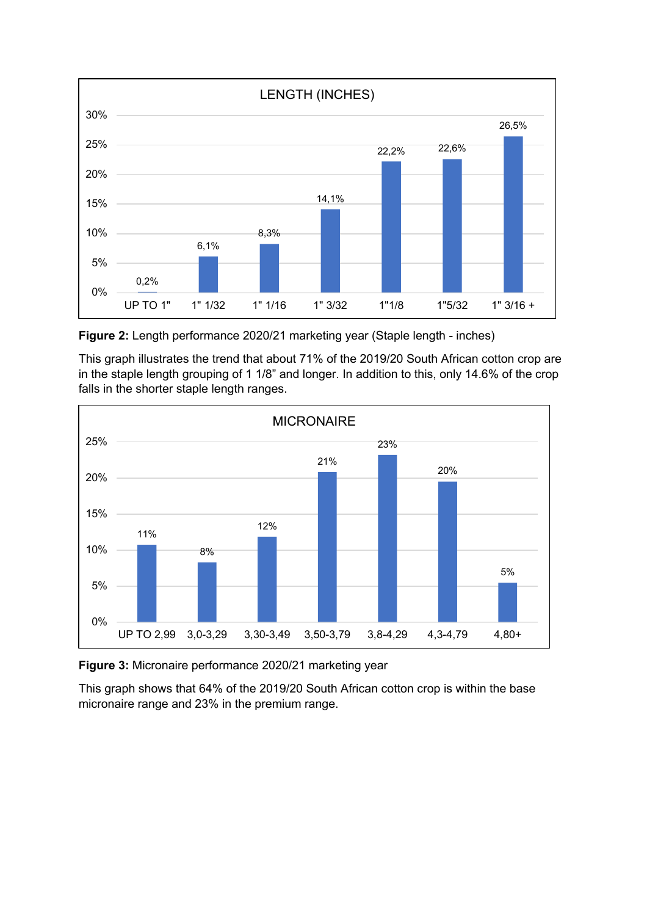**LENGTH (INCHES)**

| Staple length | Percentage |
|---|---|
| UP TO 1" | 0,2% |
| 1" 1/32 | 6,1% |
| 1" 1/16 | 8,3% |
| 1" 3/32 | 14,1% |
| 1"1/8 | 22,2% |
| 1"5/32 | 22,6% |
| 1" 3/16 + | 26,5% |

**Figure 2:** Length performance 2020/21 marketing year (Staple length - inches)

This graph illustrates the trend that about 71% of the 2019/20 South African cotton crop are in the staple length grouping of 1 1/8" and longer. In addition to this, only 14.6% of the crop falls in the shorter staple length ranges.

**MICRONAIRE**

| Micronaire | Percentage |
|---|---|
| UP TO 2,99 | 11% |
| 3,0-3,29 | 8% |
| 3,30-3,49 | 12% |
| 3,50-3,79 | 21% |
| 3,8-4,29 | 23% |
| 4,3-4,79 | 20% |
| 4,80+ | 5% |

**Figure 3:** Micronaire performance 2020/21 marketing year

This graph shows that 64% of the 2019/20 South African cotton crop is within the base micronaire range and 23% in the premium range.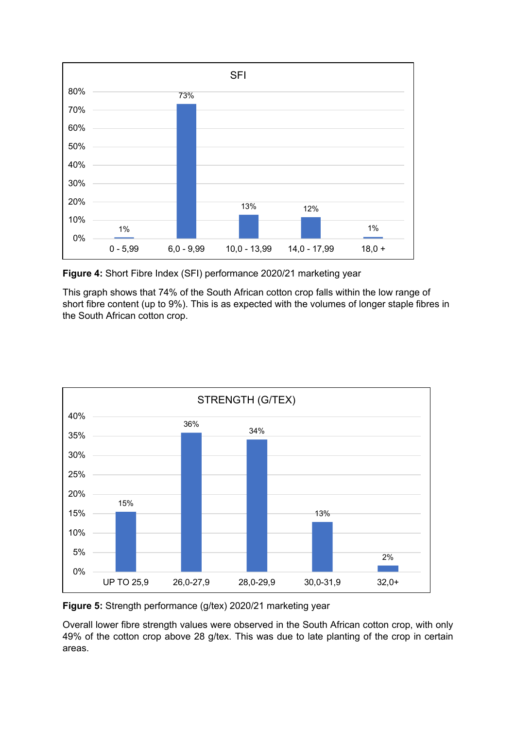**Figure 4:** Short Fibre Index (SFI) performance 2020/21 marketing year

This graph shows that 74% of the South African cotton crop falls within the low range of short fibre content (up to 9%). This is as expected with the volumes of longer staple fibres in the South African cotton crop.

**Figure 5:** Strength performance (g/tex) 2020/21 marketing year

Overall lower fibre strength values were observed in the South African cotton crop, with only 49% of the cotton crop above 28 g/tex. This was due to late planting of the crop in certain areas.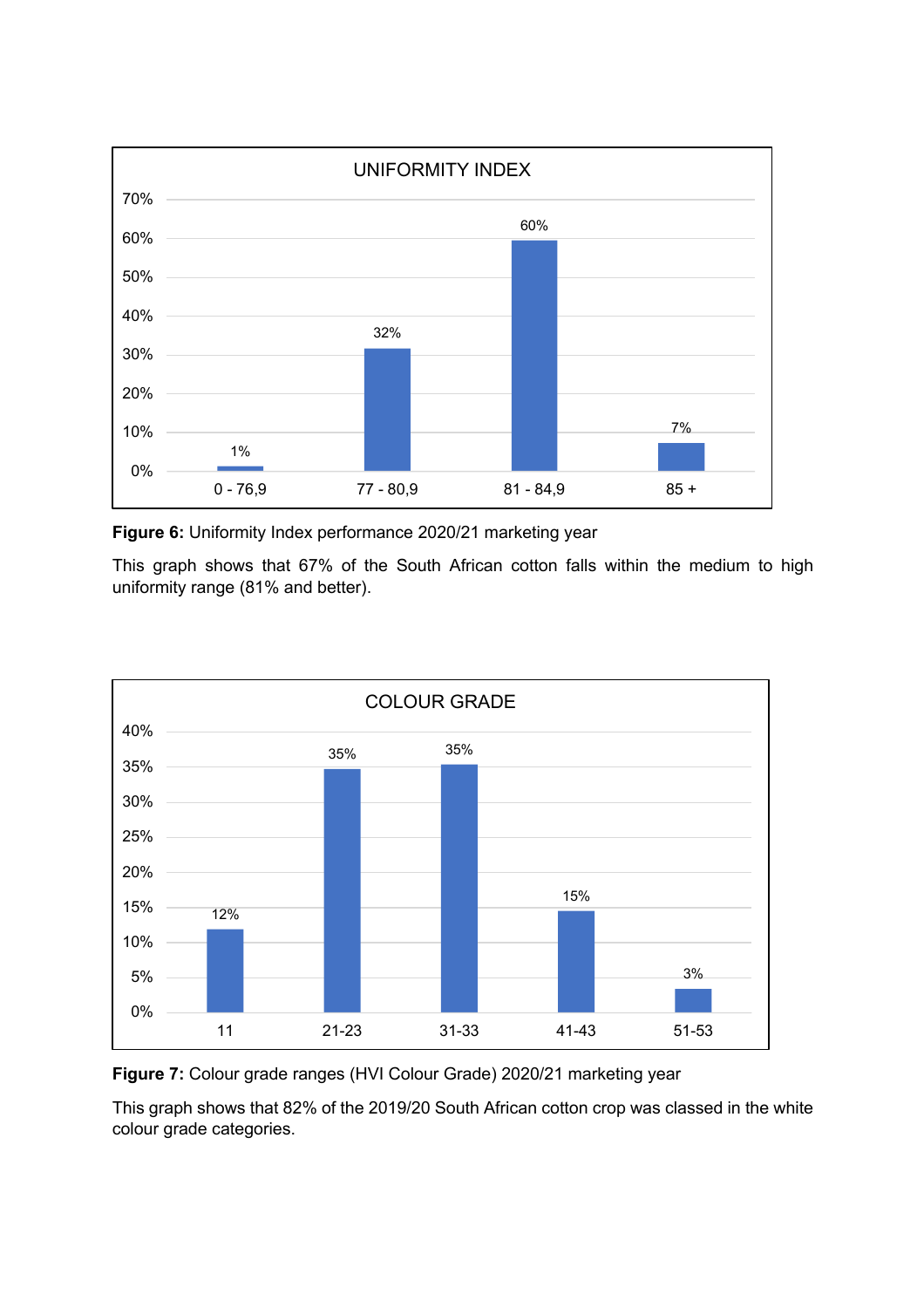| UNIFORMITY INDEX | |
|---|---|
| 0 - 76,9 | 1% |
| 77 - 80,9 | 32% |
| 81 - 84,9 | 60% |
| 85 + | 7% |

**Figure 6:** Uniformity Index performance 2020/21 marketing year

This graph shows that 67% of the South African cotton falls within the medium to high uniformity range (81% and better).

| COLOUR GRADE | |
|---|---|
| 11 | 12% |
| 21-23 | 35% |
| 31-33 | 35% |
| 41-43 | 15% |
| 51-53 | 3% |

**Figure 7:** Colour grade ranges (HVI Colour Grade) 2020/21 marketing year

This graph shows that 82% of the 2019/20 South African cotton crop was classed in the white colour grade categories.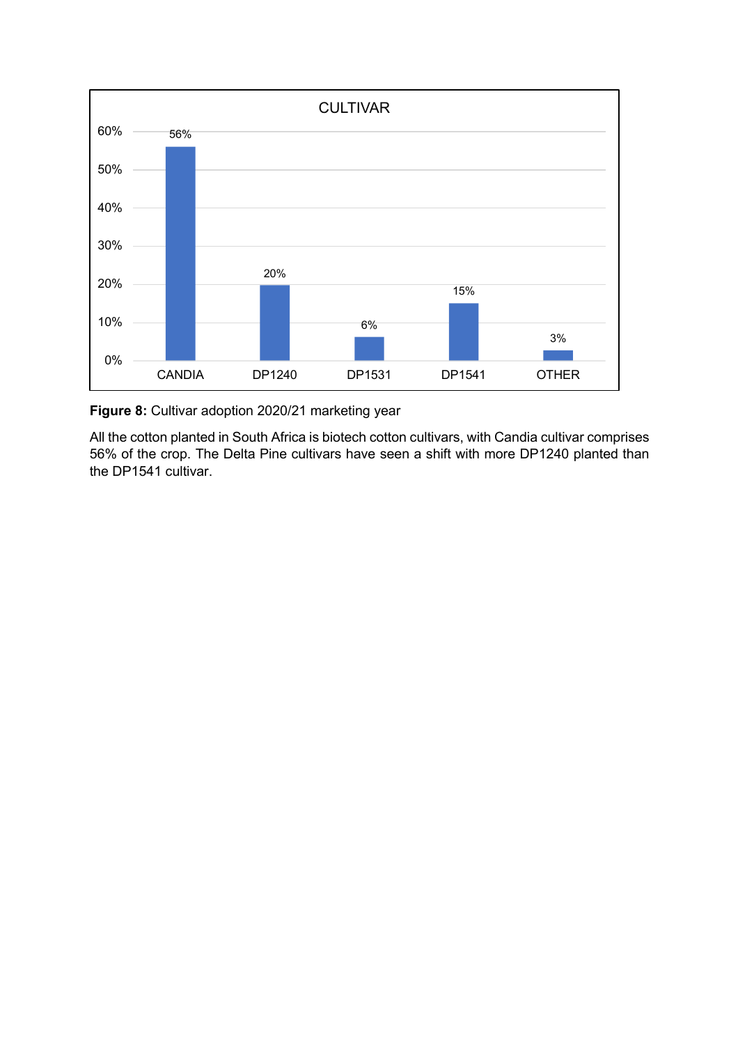CULTIVAR

60%
50%
40%
30%
20%
10%
0%

56%
20%
6%
15%
3%

CANDIA
DP1240
DP1531
DP1541
OTHER

**Figure 8:** Cultivar adoption 2020/21 marketing year

All the cotton planted in South Africa is biotech cotton cultivars, with Candia cultivar comprises 56% of the crop. The Delta Pine cultivars have seen a shift with more DP1240 planted than the DP1541 cultivar.